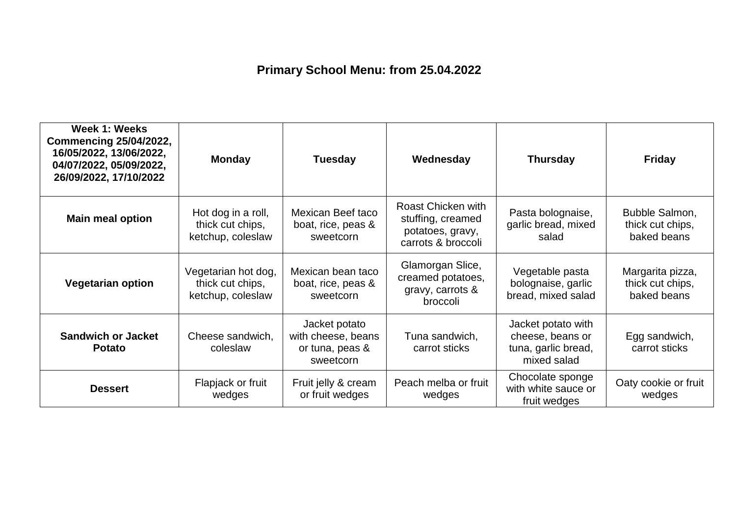# Primary School Menu: from 25.04.2022

| **Week 1: Weeks Commencing 25/04/2022, 16/05/2022, 13/06/2022, 04/07/2022, 05/09/2022, 26/09/2022, 17/10/2022** | **Monday** | **Tuesday** | **Wednesday** | **Thursday** | **Friday** |
|---|---|---|---|---|---|
| **Main meal option** | Hot dog in a roll, thick cut chips, ketchup, coleslaw | Mexican Beef taco boat, rice, peas & sweetcorn | Roast Chicken with stuffing, creamed potatoes, gravy, carrots & broccoli | Pasta bolognaise, garlic bread, mixed salad | Bubble Salmon, thick cut chips, baked beans |
| **Vegetarian option** | Vegetarian hot dog, thick cut chips, ketchup, coleslaw | Mexican bean taco boat, rice, peas & sweetcorn | Glamorgan Slice, creamed potatoes, gravy, carrots & broccoli | Vegetable pasta bolognaise, garlic bread, mixed salad | Margarita pizza, thick cut chips, baked beans |
| **Sandwich or Jacket Potato** | Cheese sandwich, coleslaw | Jacket potato with cheese, beans or tuna, peas & sweetcorn | Tuna sandwich, carrot sticks | Jacket potato with cheese, beans or tuna, garlic bread, mixed salad | Egg sandwich, carrot sticks |
| **Dessert** | Flapjack or fruit wedges | Fruit jelly & cream or fruit wedges | Peach melba or fruit wedges | Chocolate sponge with white sauce or fruit wedges | Oaty cookie or fruit wedges |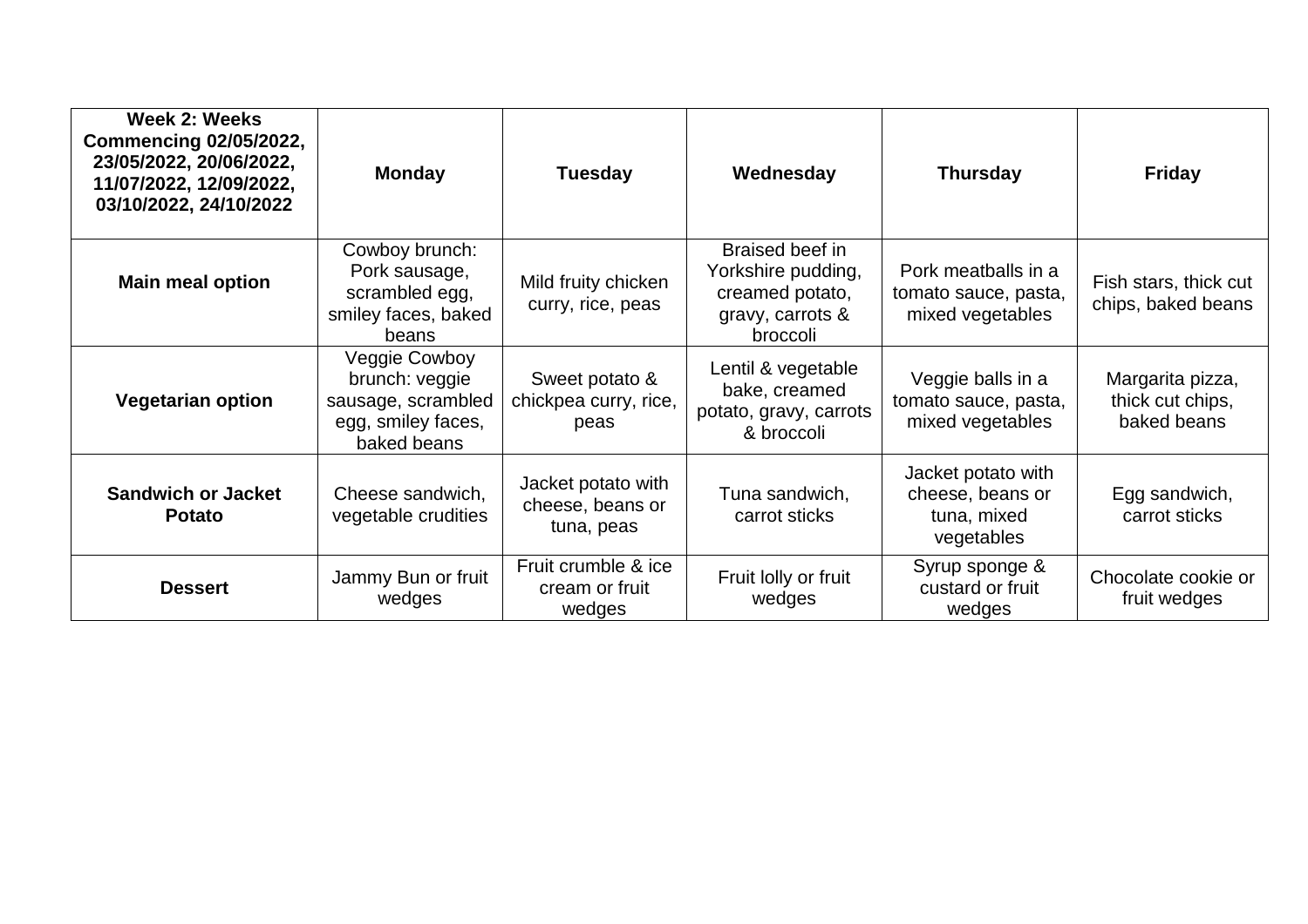| **Week 2: Weeks Commencing 02/05/2022, 23/05/2022, 20/06/2022, 11/07/2022, 12/09/2022, 03/10/2022, 24/10/2022** | **Monday** | **Tuesday** | **Wednesday** | **Thursday** | **Friday** |
|---|---|---|---|---|---|
| **Main meal option** | Cowboy brunch: Pork sausage, scrambled egg, smiley faces, baked beans | Mild fruity chicken curry, rice, peas | Braised beef in Yorkshire pudding, creamed potato, gravy, carrots & broccoli | Pork meatballs in a tomato sauce, pasta, mixed vegetables | Fish stars, thick cut chips, baked beans |
| **Vegetarian option** | Veggie Cowboy brunch: veggie sausage, scrambled egg, smiley faces, baked beans | Sweet potato & chickpea curry, rice, peas | Lentil & vegetable bake, creamed potato, gravy, carrots & broccoli | Veggie balls in a tomato sauce, pasta, mixed vegetables | Margarita pizza, thick cut chips, baked beans |
| **Sandwich or Jacket Potato** | Cheese sandwich, vegetable crudities | Jacket potato with cheese, beans or tuna, peas | Tuna sandwich, carrot sticks | Jacket potato with cheese, beans or tuna, mixed vegetables | Egg sandwich, carrot sticks |
| **Dessert** | Jammy Bun or fruit wedges | Fruit crumble & ice cream or fruit wedges | Fruit lolly or fruit wedges | Syrup sponge & custard or fruit wedges | Chocolate cookie or fruit wedges |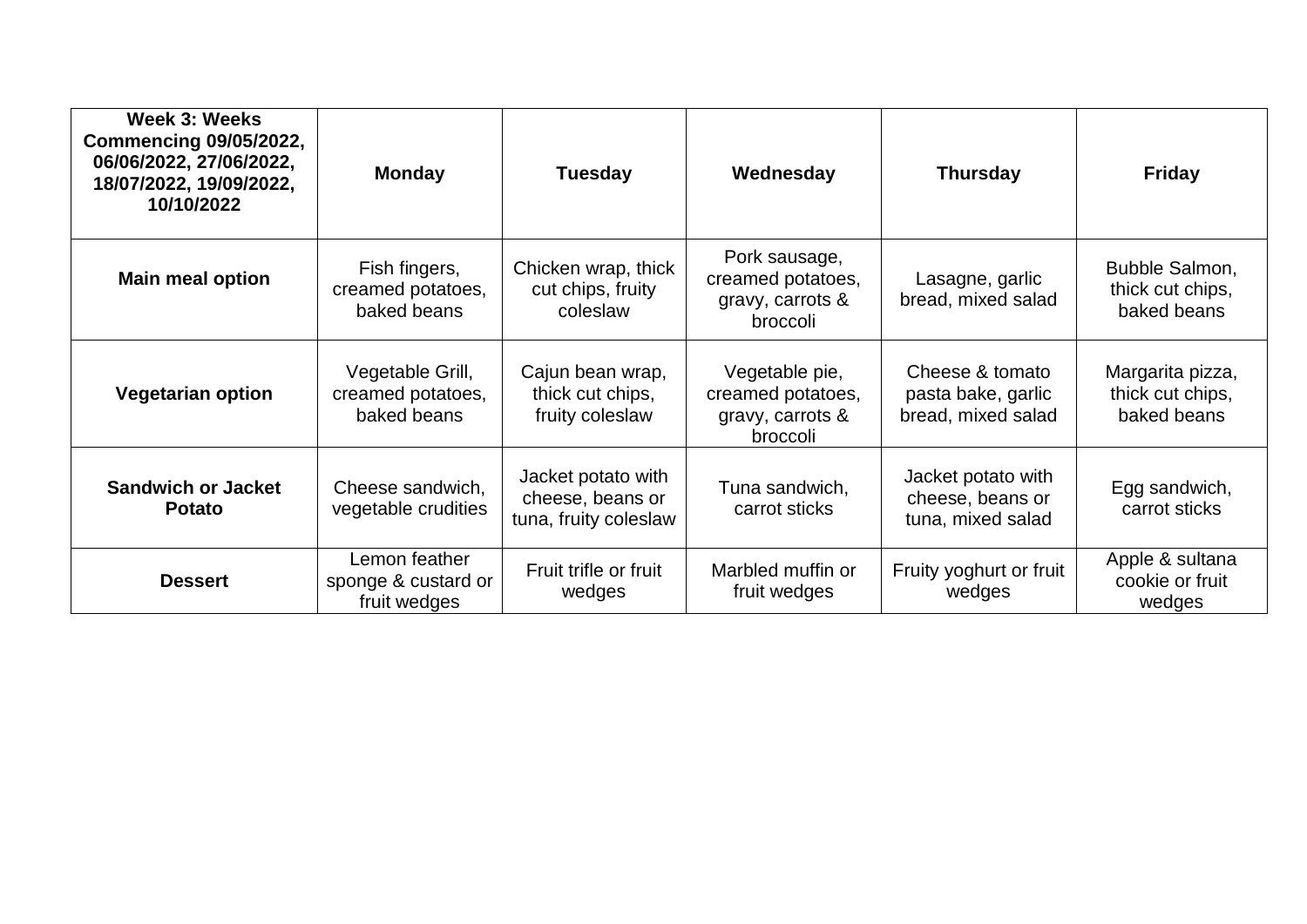| Week 3: Weeks Commencing 09/05/2022, 06/06/2022, 27/06/2022, 18/07/2022, 19/09/2022, 10/10/2022 | Monday | Tuesday | Wednesday | Thursday | Friday |
|---|---|---|---|---|---|
| **Main meal option** | Fish fingers, creamed potatoes, baked beans | Chicken wrap, thick cut chips, fruity coleslaw | Pork sausage, creamed potatoes, gravy, carrots & broccoli | Lasagne, garlic bread, mixed salad | Bubble Salmon, thick cut chips, baked beans |
| **Vegetarian option** | Vegetable Grill, creamed potatoes, baked beans | Cajun bean wrap, thick cut chips, fruity coleslaw | Vegetable pie, creamed potatoes, gravy, carrots & broccoli | Cheese & tomato pasta bake, garlic bread, mixed salad | Margarita pizza, thick cut chips, baked beans |
| **Sandwich or Jacket Potato** | Cheese sandwich, vegetable crudities | Jacket potato with cheese, beans or tuna, fruity coleslaw | Tuna sandwich, carrot sticks | Jacket potato with cheese, beans or tuna, mixed salad | Egg sandwich, carrot sticks |
| **Dessert** | Lemon feather sponge & custard or fruit wedges | Fruit trifle or fruit wedges | Marbled muffin or fruit wedges | Fruity yoghurt or fruit wedges | Apple & sultana cookie or fruit wedges |